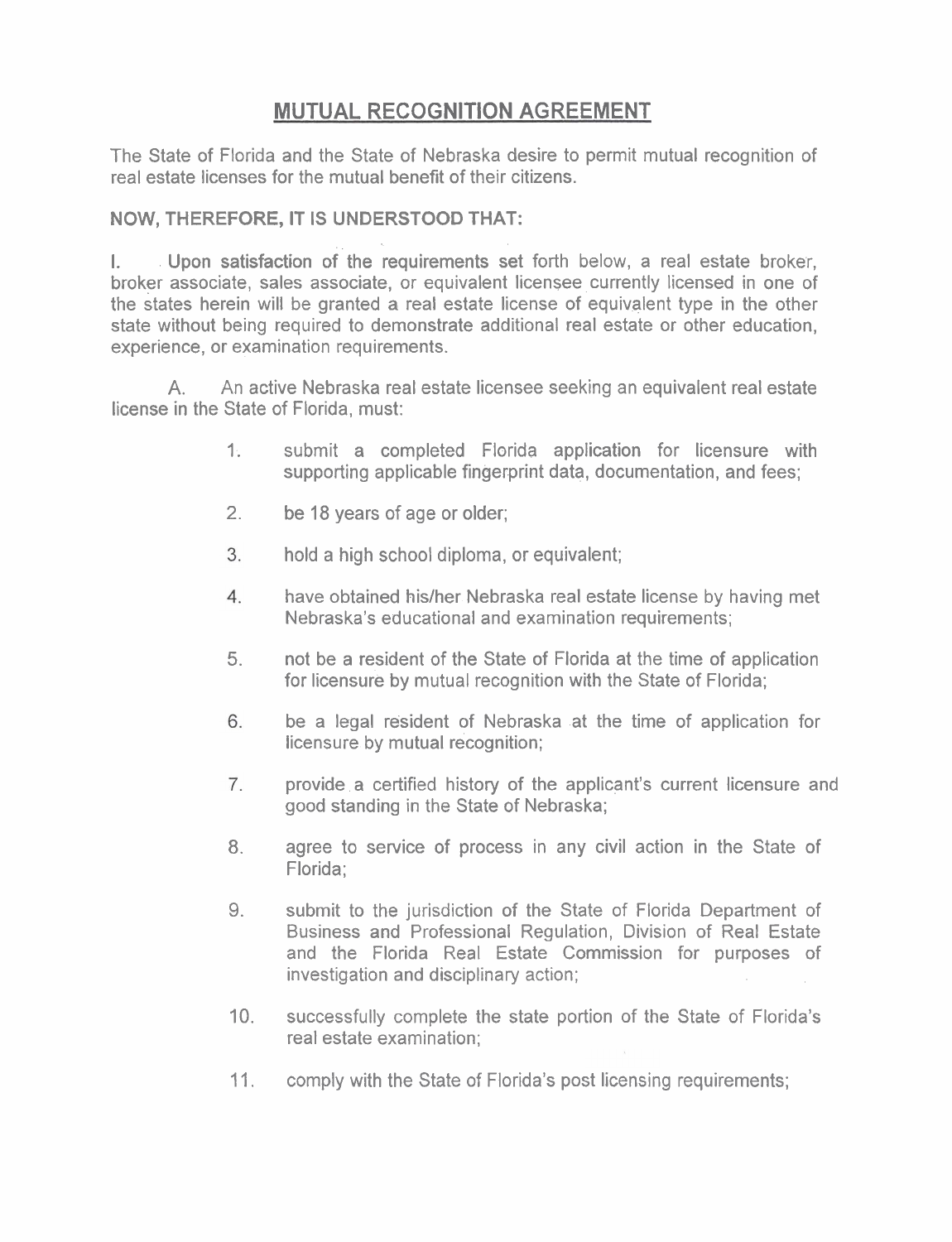# MUTUAL RECOGNITION AGREEMENT

The State of Florida and the State of Nebraska desire to permit mutual recognition of real estate licenses for the mutual benefit of their citizens.

**NOW, THEREFORE, IT IS UNDERSTOOD THAT:**

I. Upon satisfaction of the requirements set forth below, a real estate broker, broker associate, sales associate, or equivalent licensee currently licensed in one of the states herein will be granted a real estate license of equivalent type in the other state without being required to demonstrate additional real estate or other education, experience, or examination requirements.

A. An active Nebraska real estate licensee seeking an equivalent real estate license in the State of Florida, must:

1. submit a completed Florida application for licensure with supporting applicable fingerprint data, documentation, and fees;
2. be 18 years of age or older;
3. hold a high school diploma, or equivalent;
4. have obtained his/her Nebraska real estate license by having met Nebraska's educational and examination requirements;
5. not be a resident of the State of Florida at the time of application for licensure by mutual recognition with the State of Florida;
6. be a legal resident of Nebraska at the time of application for licensure by mutual recognition;
7. provide a certified history of the applicant's current licensure and good standing in the State of Nebraska;
8. agree to service of process in any civil action in the State of Florida;
9. submit to the jurisdiction of the State of Florida Department of Business and Professional Regulation, Division of Real Estate and the Florida Real Estate Commission for purposes of investigation and disciplinary action;
10. successfully complete the state portion of the State of Florida's real estate examination;
11. comply with the State of Florida's post licensing requirements;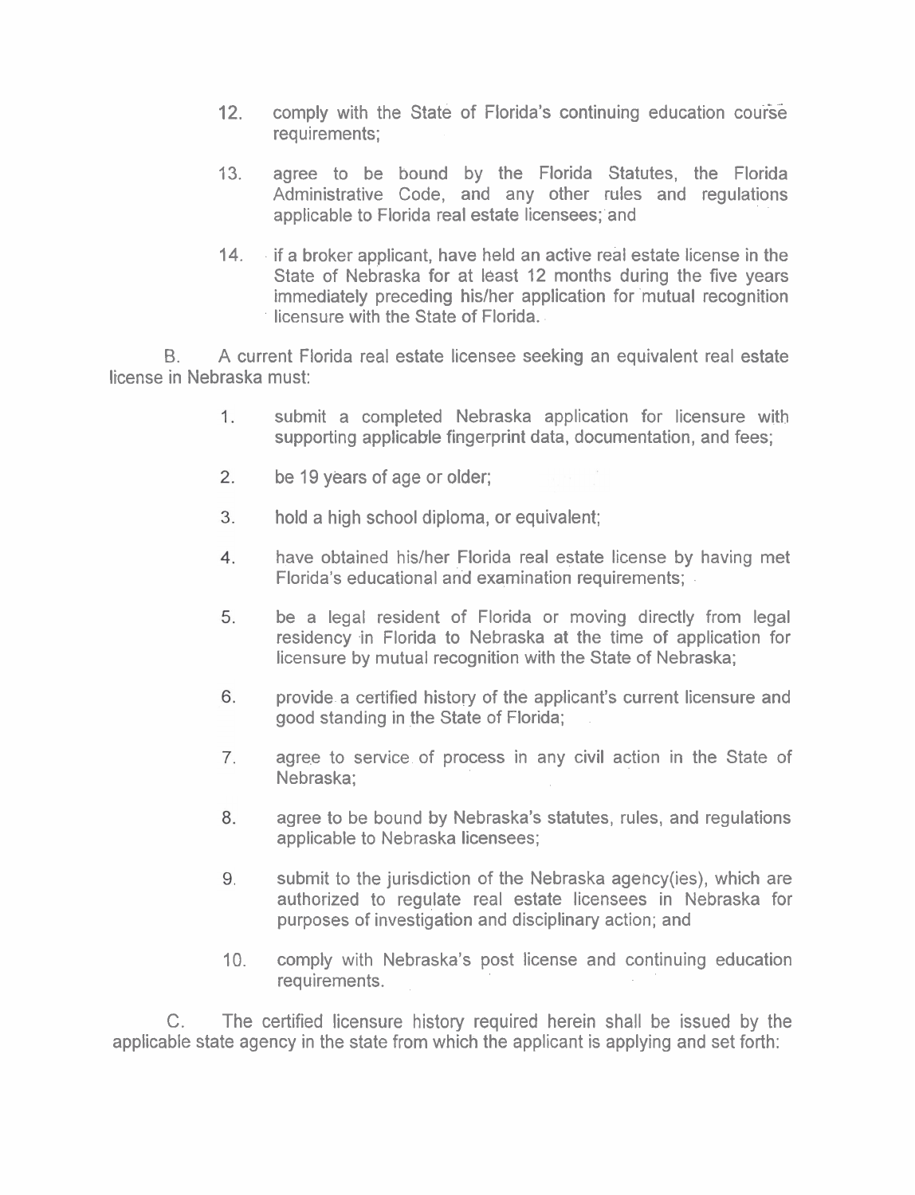12. comply with the State of Florida's continuing education course requirements;

13. agree to be bound by the Florida Statutes, the Florida Administrative Code, and any other rules and regulations applicable to Florida real estate licensees; and

14. if a broker applicant, have held an active real estate license in the State of Nebraska for at least 12 months during the five years immediately preceding his/her application for mutual recognition licensure with the State of Florida.

B. A current Florida real estate licensee seeking an equivalent real estate license in Nebraska must:

1. submit a completed Nebraska application for licensure with supporting applicable fingerprint data, documentation, and fees;

2. be 19 years of age or older;

3. hold a high school diploma, or equivalent;

4. have obtained his/her Florida real estate license by having met Florida's educational and examination requirements;

5. be a legal resident of Florida or moving directly from legal residency in Florida to Nebraska at the time of application for licensure by mutual recognition with the State of Nebraska;

6. provide a certified history of the applicant's current licensure and good standing in the State of Florida;

7. agree to service of process in any civil action in the State of Nebraska;

8. agree to be bound by Nebraska's statutes, rules, and regulations applicable to Nebraska licensees;

9. submit to the jurisdiction of the Nebraska agency(ies), which are authorized to regulate real estate licensees in Nebraska for purposes of investigation and disciplinary action; and

10. comply with Nebraska's post license and continuing education requirements.

C. The certified licensure history required herein shall be issued by the applicable state agency in the state from which the applicant is applying and set forth: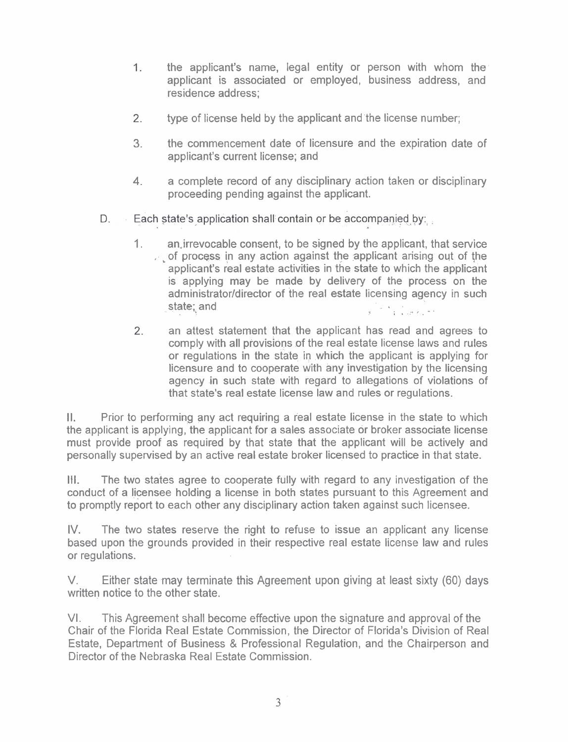1. the applicant's name, legal entity or person with whom the applicant is associated or employed, business address, and residence address;

2. type of license held by the applicant and the license number;

3. the commencement date of licensure and the expiration date of applicant's current license; and

4. a complete record of any disciplinary action taken or disciplinary proceeding pending against the applicant.

D. Each state's application shall contain or be accompanied by:

1. an irrevocable consent, to be signed by the applicant, that service of process in any action against the applicant arising out of the applicant's real estate activities in the state to which the applicant is applying may be made by delivery of the process on the administrator/director of the real estate licensing agency in such state; and

2. an attest statement that the applicant has read and agrees to comply with all provisions of the real estate license laws and rules or regulations in the state in which the applicant is applying for licensure and to cooperate with any investigation by the licensing agency in such state with regard to allegations of violations of that state's real estate license law and rules or regulations.

II. Prior to performing any act requiring a real estate license in the state to which the applicant is applying, the applicant for a sales associate or broker associate license must provide proof as required by that state that the applicant will be actively and personally supervised by an active real estate broker licensed to practice in that state.

III. The two states agree to cooperate fully with regard to any investigation of the conduct of a licensee holding a license in both states pursuant to this Agreement and to promptly report to each other any disciplinary action taken against such licensee.

IV. The two states reserve the right to refuse to issue an applicant any license based upon the grounds provided in their respective real estate license law and rules or regulations.

V. Either state may terminate this Agreement upon giving at least sixty (60) days written notice to the other state.

VI. This Agreement shall become effective upon the signature and approval of the Chair of the Florida Real Estate Commission, the Director of Florida's Division of Real Estate, Department of Business & Professional Regulation, and the Chairperson and Director of the Nebraska Real Estate Commission.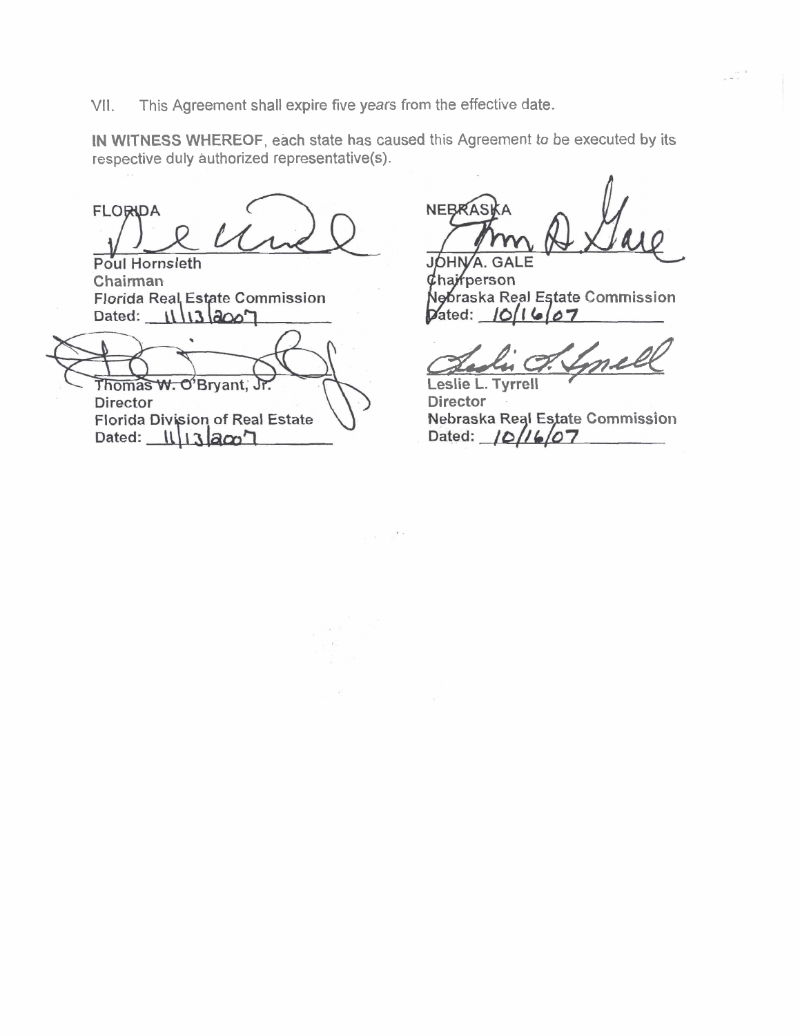VII. This Agreement shall expire five years from the effective date.

**IN WITNESS WHEREOF**, each state has caused this Agreement to be executed by its respective duly authorized representative(s).

FLORIDA

Poul Hornsleth
Chairman
Florida Real Estate Commission
Dated: 11/13/2007

Thomas W. O'Bryant, Jr.
Director
Florida Division of Real Estate
Dated: 11/13/2007

NEBRASKA

JOHN A. GALE
Chairperson
Nebraska Real Estate Commission
Dated: 10/16/07

Leslie L. Tyrrell
Director
Nebraska Real Estate Commission
Dated: 10/16/07